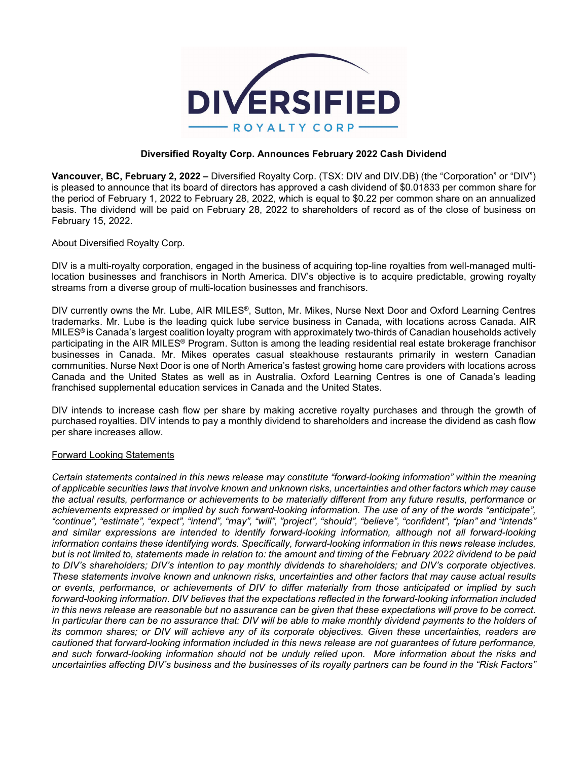**Diversified Royalty Corp. Announces February 2022 Cash Dividend**

**Vancouver, BC, February 2, 2022 –** Diversified Royalty Corp. (TSX: DIV and DIV.DB) (the "Corporation" or "DIV") is pleased to announce that its board of directors has approved a cash dividend of $0.01833 per common share for the period of February 1, 2022 to February 28, 2022, which is equal to $0.22 per common share on an annualized basis. The dividend will be paid on February 28, 2022 to shareholders of record as of the close of business on February 15, 2022.

About Diversified Royalty Corp.

DIV is a multi-royalty corporation, engaged in the business of acquiring top-line royalties from well-managed multi-location businesses and franchisors in North America. DIV's objective is to acquire predictable, growing royalty streams from a diverse group of multi-location businesses and franchisors.

DIV currently owns the Mr. Lube, AIR MILES®, Sutton, Mr. Mikes, Nurse Next Door and Oxford Learning Centres trademarks. Mr. Lube is the leading quick lube service business in Canada, with locations across Canada. AIR MILES® is Canada's largest coalition loyalty program with approximately two-thirds of Canadian households actively participating in the AIR MILES® Program. Sutton is among the leading residential real estate brokerage franchisor businesses in Canada. Mr. Mikes operates casual steakhouse restaurants primarily in western Canadian communities. Nurse Next Door is one of North America's fastest growing home care providers with locations across Canada and the United States as well as in Australia. Oxford Learning Centres is one of Canada's leading franchised supplemental education services in Canada and the United States.

DIV intends to increase cash flow per share by making accretive royalty purchases and through the growth of purchased royalties. DIV intends to pay a monthly dividend to shareholders and increase the dividend as cash flow per share increases allow.

Forward Looking Statements

*Certain statements contained in this news release may constitute "forward-looking information" within the meaning of applicable securities laws that involve known and unknown risks, uncertainties and other factors which may cause the actual results, performance or achievements to be materially different from any future results, performance or achievements expressed or implied by such forward-looking information. The use of any of the words "anticipate", "continue", "estimate", "expect", "intend", "may", "will", "project", "should", "believe", "confident", "plan" and "intends" and similar expressions are intended to identify forward-looking information, although not all forward-looking information contains these identifying words. Specifically, forward-looking information in this news release includes, but is not limited to, statements made in relation to: the amount and timing of the February 2022 dividend to be paid to DIV's shareholders; DIV's intention to pay monthly dividends to shareholders; and DIV's corporate objectives. These statements involve known and unknown risks, uncertainties and other factors that may cause actual results or events, performance, or achievements of DIV to differ materially from those anticipated or implied by such forward-looking information. DIV believes that the expectations reflected in the forward-looking information included in this news release are reasonable but no assurance can be given that these expectations will prove to be correct. In particular there can be no assurance that: DIV will be able to make monthly dividend payments to the holders of its common shares; or DIV will achieve any of its corporate objectives. Given these uncertainties, readers are cautioned that forward-looking information included in this news release are not guarantees of future performance, and such forward-looking information should not be unduly relied upon. More information about the risks and uncertainties affecting DIV's business and the businesses of its royalty partners can be found in the "Risk Factors"*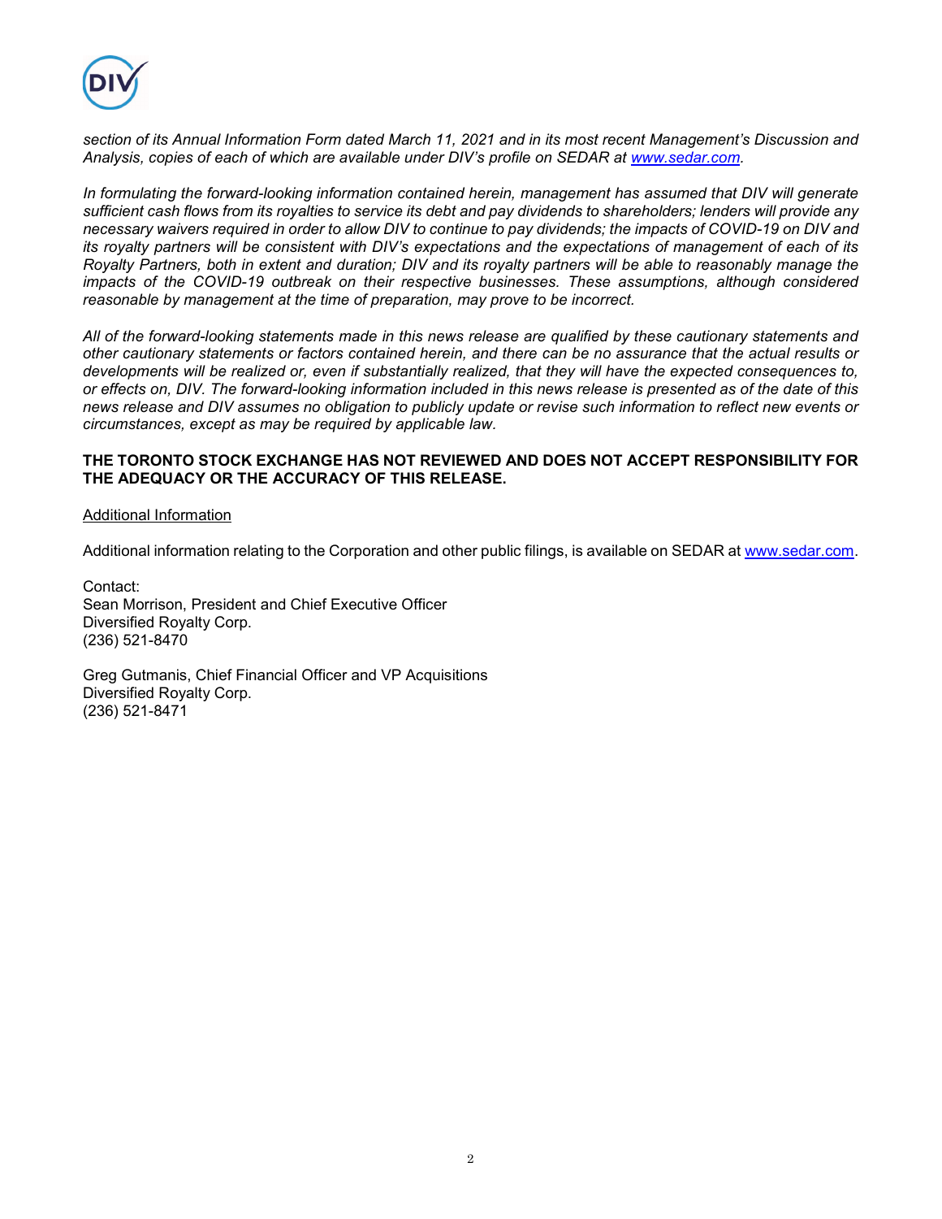*section of its Annual Information Form dated March 11, 2021 and in its most recent Management's Discussion and Analysis, copies of each of which are available under DIV's profile on SEDAR at [www.sedar.com](http://www.sedar.com).*

*In formulating the forward-looking information contained herein, management has assumed that DIV will generate sufficient cash flows from its royalties to service its debt and pay dividends to shareholders; lenders will provide any necessary waivers required in order to allow DIV to continue to pay dividends; the impacts of COVID-19 on DIV and its royalty partners will be consistent with DIV's expectations and the expectations of management of each of its Royalty Partners, both in extent and duration; DIV and its royalty partners will be able to reasonably manage the impacts of the COVID-19 outbreak on their respective businesses. These assumptions, although considered reasonable by management at the time of preparation, may prove to be incorrect.*

*All of the forward-looking statements made in this news release are qualified by these cautionary statements and other cautionary statements or factors contained herein, and there can be no assurance that the actual results or developments will be realized or, even if substantially realized, that they will have the expected consequences to, or effects on, DIV. The forward-looking information included in this news release is presented as of the date of this news release and DIV assumes no obligation to publicly update or revise such information to reflect new events or circumstances, except as may be required by applicable law.*

**THE TORONTO STOCK EXCHANGE HAS NOT REVIEWED AND DOES NOT ACCEPT RESPONSIBILITY FOR THE ADEQUACY OR THE ACCURACY OF THIS RELEASE.**

Additional Information

Additional information relating to the Corporation and other public filings, is available on SEDAR at [www.sedar.com](http://www.sedar.com).

Contact:
Sean Morrison, President and Chief Executive Officer
Diversified Royalty Corp.
(236) 521-8470

Greg Gutmanis, Chief Financial Officer and VP Acquisitions
Diversified Royalty Corp.
(236) 521-8471